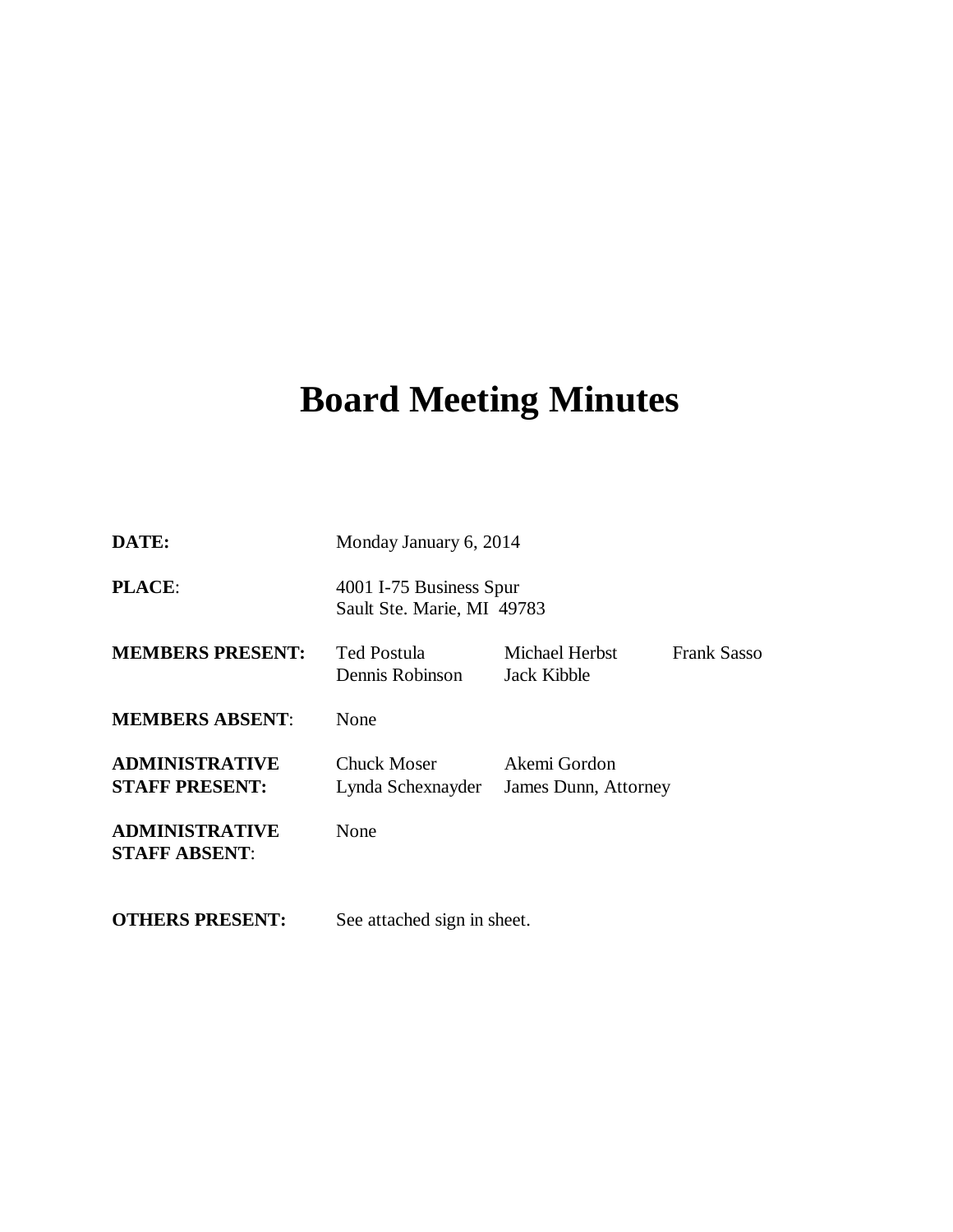# Board Meeting Minutes

| | | | |
|---|---|---|---|
| **DATE:** | Monday January 6, 2014 | | |
| **PLACE**: | 4001 I-75 Business Spur<br>Sault Ste. Marie, MI 49783 | | |
| **MEMBERS PRESENT:** | Ted Postula<br>Dennis Robinson | Michael Herbst<br>Jack Kibble | Frank Sasso |
| **MEMBERS ABSENT**: | None | | |
| **ADMINISTRATIVE STAFF PRESENT:** | Chuck Moser<br>Lynda Schexnayder | Akemi Gordon<br>James Dunn, Attorney | |
| **ADMINISTRATIVE STAFF ABSENT**: | None | | |
| **OTHERS PRESENT:** | See attached sign in sheet. | | |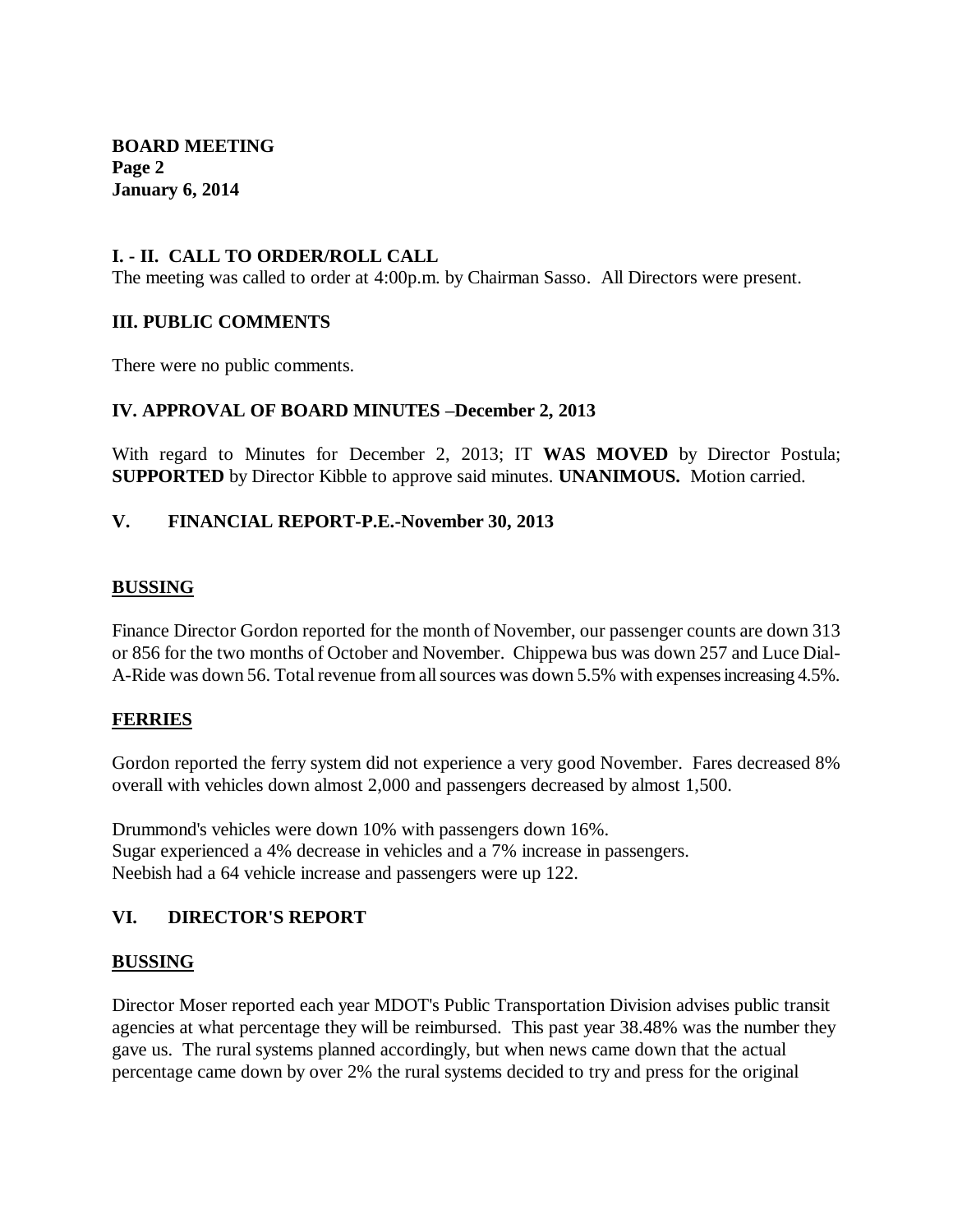**BOARD MEETING**
**Page 2**
**January 6, 2014**

## I. - II. CALL TO ORDER/ROLL CALL

The meeting was called to order at 4:00p.m. by Chairman Sasso. All Directors were present.

## III. PUBLIC COMMENTS

There were no public comments.

## IV. APPROVAL OF BOARD MINUTES –December 2, 2013

With regard to Minutes for December 2, 2013; IT **WAS MOVED** by Director Postula; **SUPPORTED** by Director Kibble to approve said minutes. **UNANIMOUS.** Motion carried.

## V. FINANCIAL REPORT-P.E.-November 30, 2013

### BUSSING

Finance Director Gordon reported for the month of November, our passenger counts are down 313 or 856 for the two months of October and November. Chippewa bus was down 257 and Luce Dial-A-Ride was down 56. Total revenue from all sources was down 5.5% with expenses increasing 4.5%.

### FERRIES

Gordon reported the ferry system did not experience a very good November. Fares decreased 8% overall with vehicles down almost 2,000 and passengers decreased by almost 1,500.

Drummond's vehicles were down 10% with passengers down 16%.
Sugar experienced a 4% decrease in vehicles and a 7% increase in passengers.
Neebish had a 64 vehicle increase and passengers were up 122.

## VI. DIRECTOR'S REPORT

### BUSSING

Director Moser reported each year MDOT's Public Transportation Division advises public transit agencies at what percentage they will be reimbursed. This past year 38.48% was the number they gave us. The rural systems planned accordingly, but when news came down that the actual percentage came down by over 2% the rural systems decided to try and press for the original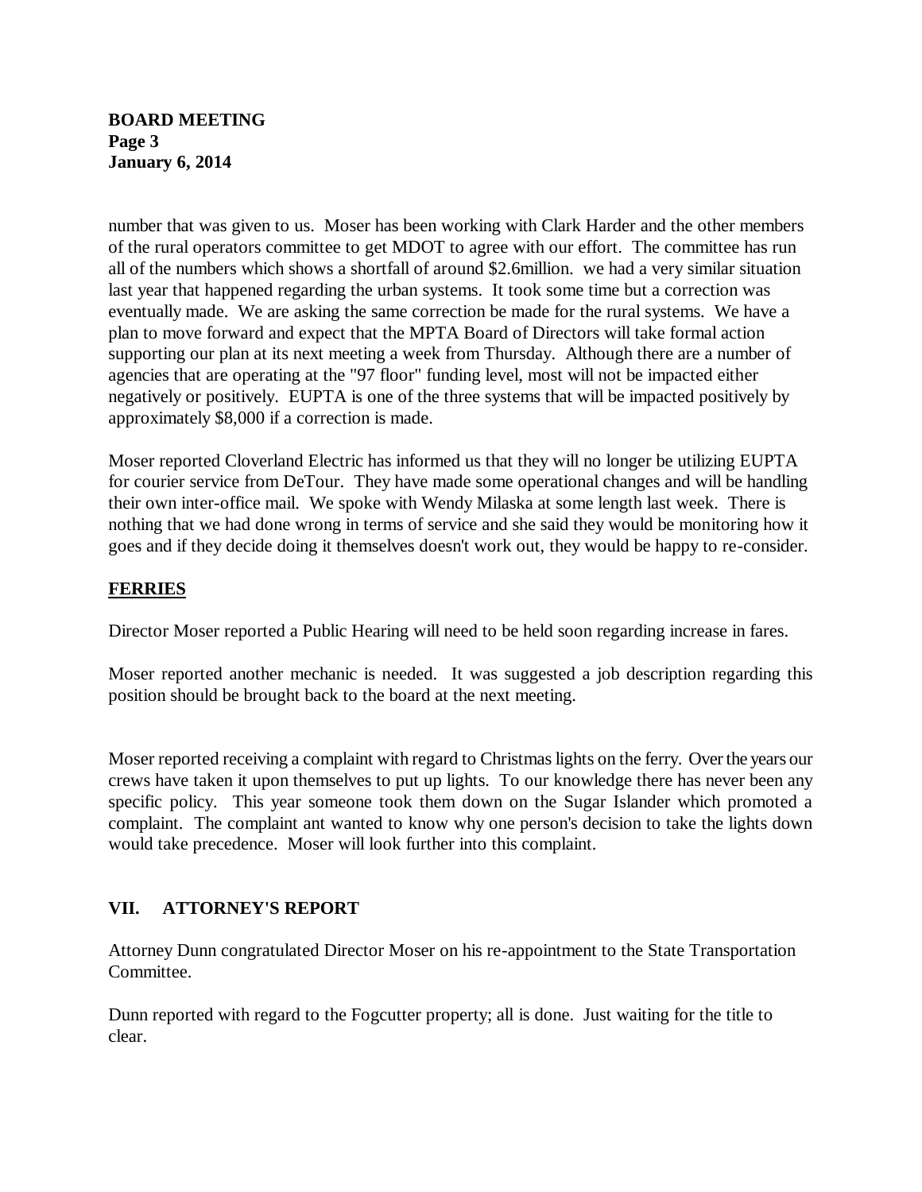number that was given to us. Moser has been working with Clark Harder and the other members of the rural operators committee to get MDOT to agree with our effort. The committee has run all of the numbers which shows a shortfall of around $2.6million. we had a very similar situation last year that happened regarding the urban systems. It took some time but a correction was eventually made. We are asking the same correction be made for the rural systems. We have a plan to move forward and expect that the MPTA Board of Directors will take formal action supporting our plan at its next meeting a week from Thursday. Although there are a number of agencies that are operating at the "97 floor" funding level, most will not be impacted either negatively or positively. EUPTA is one of the three systems that will be impacted positively by approximately $8,000 if a correction is made.

Moser reported Cloverland Electric has informed us that they will no longer be utilizing EUPTA for courier service from DeTour. They have made some operational changes and will be handling their own inter-office mail. We spoke with Wendy Milaska at some length last week. There is nothing that we had done wrong in terms of service and she said they would be monitoring how it goes and if they decide doing it themselves doesn't work out, they would be happy to re-consider.

## FERRIES

Director Moser reported a Public Hearing will need to be held soon regarding increase in fares.

Moser reported another mechanic is needed. It was suggested a job description regarding this position should be brought back to the board at the next meeting.

Moser reported receiving a complaint with regard to Christmas lights on the ferry. Over the years our crews have taken it upon themselves to put up lights. To our knowledge there has never been any specific policy. This year someone took them down on the Sugar Islander which promoted a complaint. The complaint ant wanted to know why one person's decision to take the lights down would take precedence. Moser will look further into this complaint.

## VII. ATTORNEY'S REPORT

Attorney Dunn congratulated Director Moser on his re-appointment to the State Transportation Committee.

Dunn reported with regard to the Fogcutter property; all is done. Just waiting for the title to clear.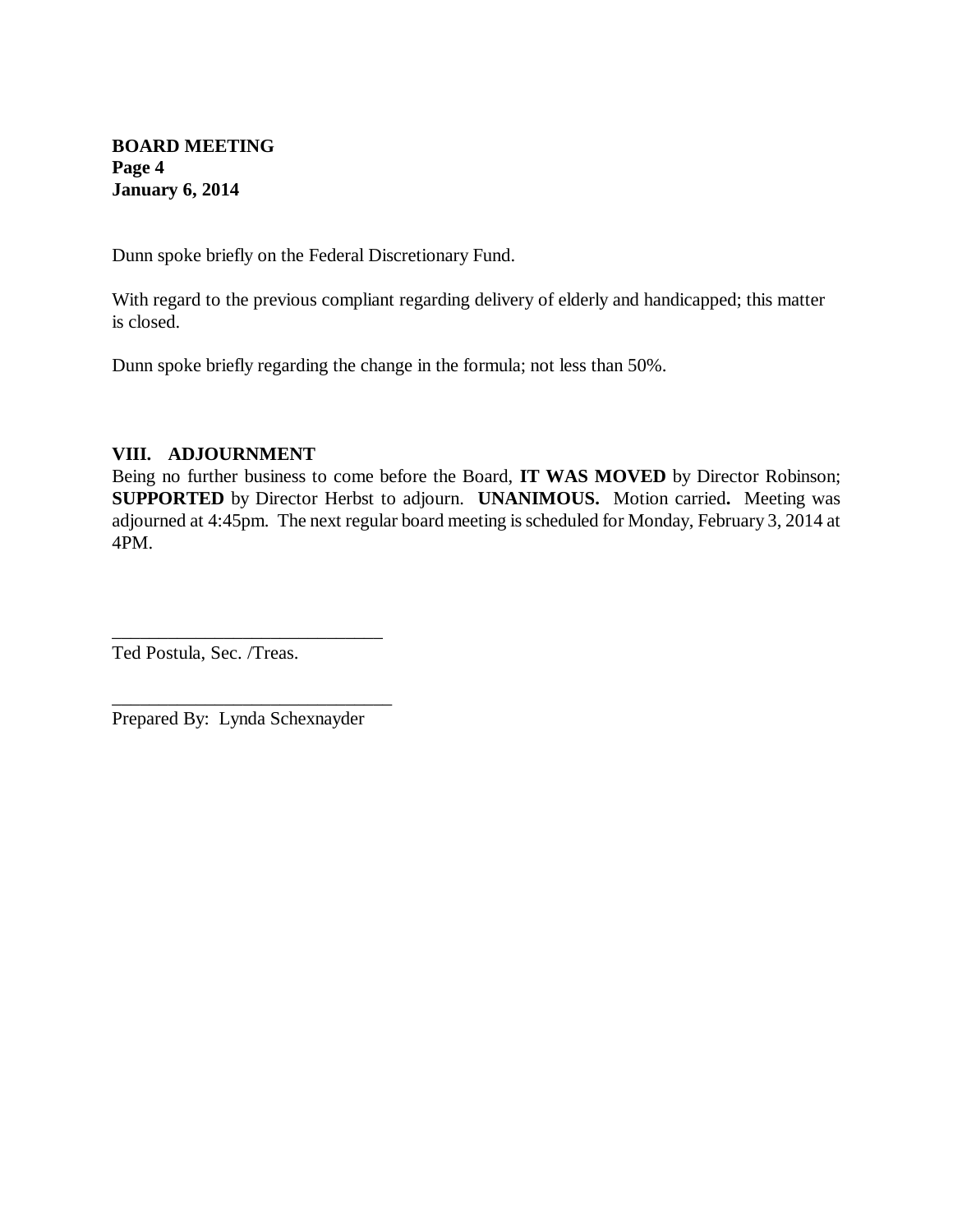Dunn spoke briefly on the Federal Discretionary Fund.

With regard to the previous compliant regarding delivery of elderly and handicapped; this matter is closed.

Dunn spoke briefly regarding the change in the formula; not less than 50%.

## VIII. ADJOURNMENT

Being no further business to come before the Board, **IT WAS MOVED** by Director Robinson; **SUPPORTED** by Director Herbst to adjourn. **UNANIMOUS.** Motion carried**.** Meeting was adjourned at 4:45pm. The next regular board meeting is scheduled for Monday, February 3, 2014 at 4PM.

______________________________
Ted Postula, Sec. /Treas.

_______________________________
Prepared By: Lynda Schexnayder